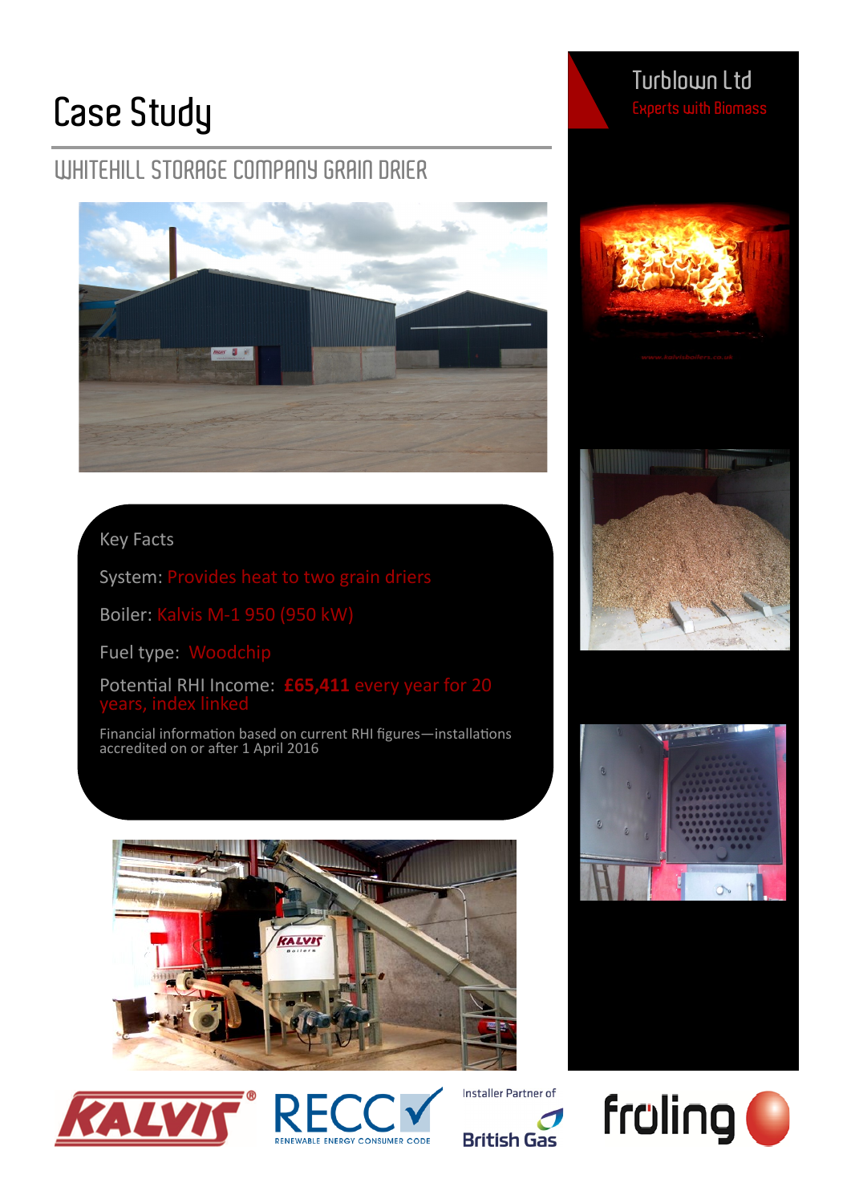# Case Study

## WHITEHILL STORAGE COMPANY GRAIN DRIER

**Turblown Ltd**

Experts with Biomass

### Key Facts

System: Provides heat to two grain driers

Boiler: Kalvis M-1 950 (950 kW)

Fuel type: Woodchip

Potential RHI Income: **£65,411** every year for 20 years, index linked

Financial information based on current RHI figures—installations accredited on or after 1 April 2016

Installer Partner of British Gas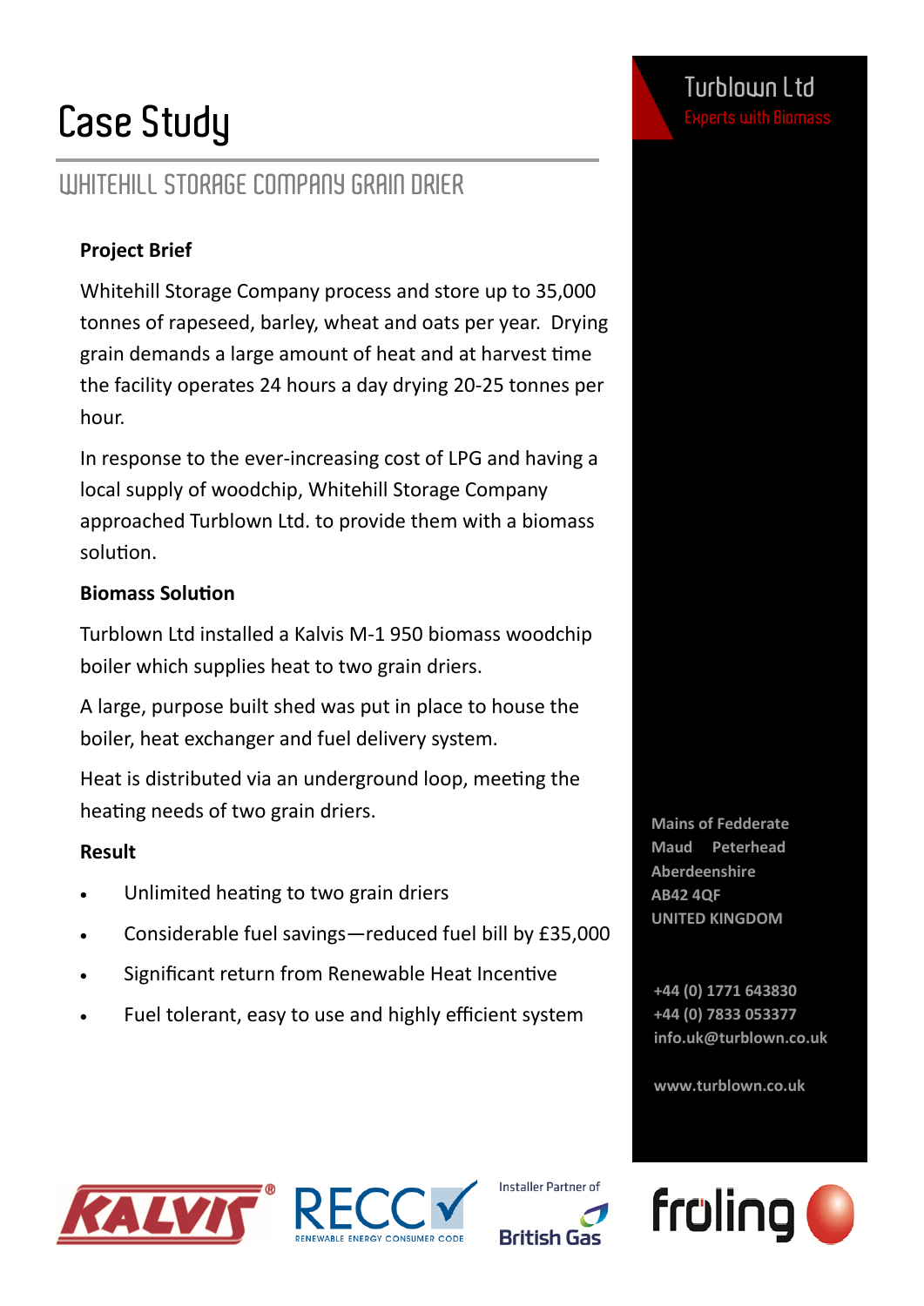# Case Study

## WHITEHILL STORAGE COMPANY GRAIN DRIER

### Project Brief

Whitehill Storage Company process and store up to 35,000 tonnes of rapeseed, barley, wheat and oats per year. Drying grain demands a large amount of heat and at harvest time the facility operates 24 hours a day drying 20-25 tonnes per hour.

In response to the ever-increasing cost of LPG and having a local supply of woodchip, Whitehill Storage Company approached Turblown Ltd. to provide them with a biomass solution.

### Biomass Solution

Turblown Ltd installed a Kalvis M-1 950 biomass woodchip boiler which supplies heat to two grain driers.

A large, purpose built shed was put in place to house the boiler, heat exchanger and fuel delivery system.

Heat is distributed via an underground loop, meeting the heating needs of two grain driers.

### Result

- Unlimited heating to two grain driers
- Considerable fuel savings—reduced fuel bill by £35,000
- Significant return from Renewable Heat Incentive
- Fuel tolerant, easy to use and highly efficient system

Turblown Ltd
Experts with Biomass

Mains of Fedderate
Maud Peterhead
Aberdeenshire
AB42 4QF
UNITED KINGDOM

+44 (0) 1771 643830
+44 (0) 7833 053377
info.uk@turblown.co.uk

www.turblown.co.uk

KALVIS®

RECC RENEWABLE ENERGY CONSUMER CODE

Installer Partner of British Gas

froling